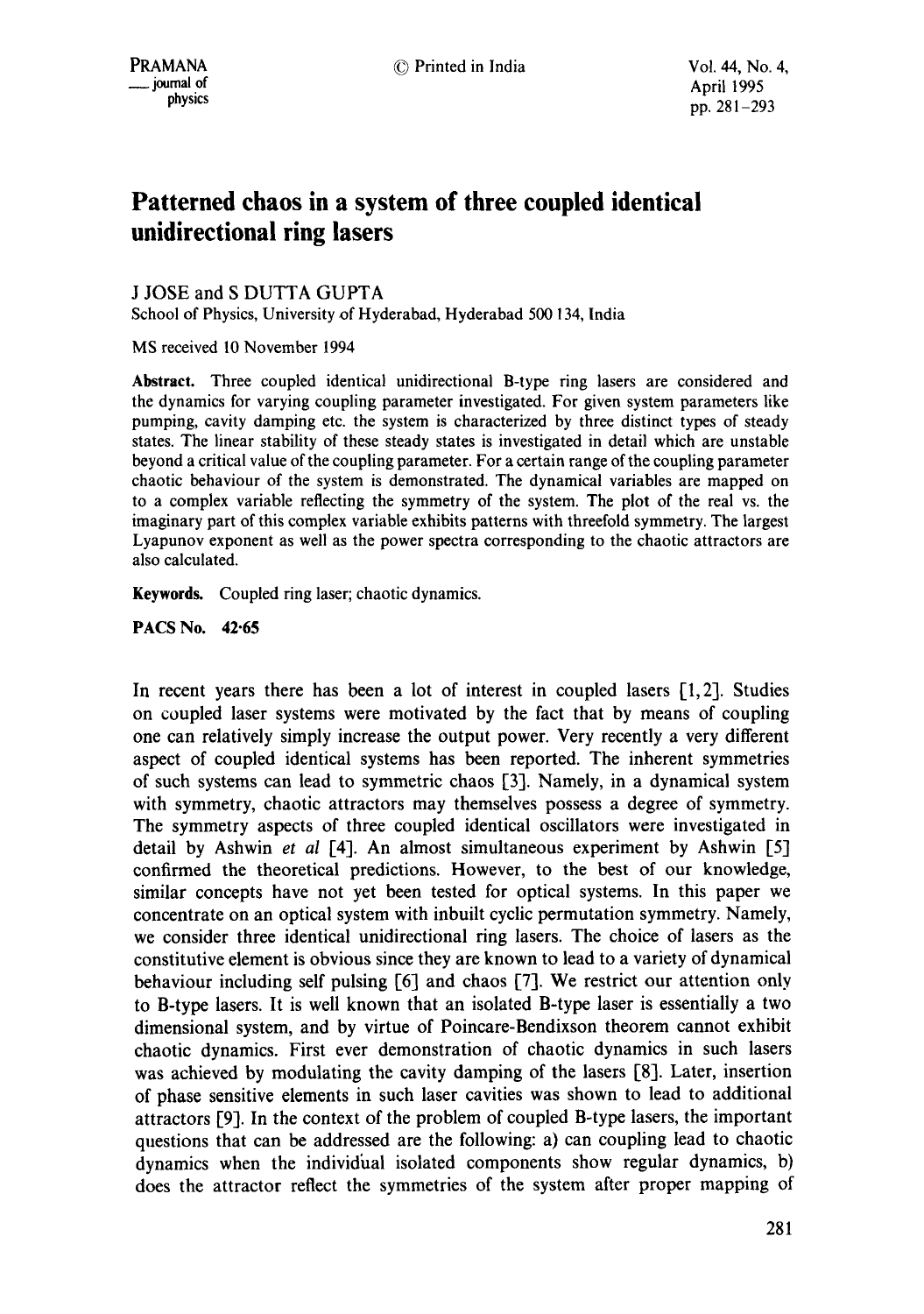# Patterned chaos in a system of three coupled identical unidirectional ring lasers

J JOSE and S DUTTA GUPTA

School of Physics, University of Hyderabad, Hyderabad 500 134, India

MS received 10 November 1994

**Abstract.** Three coupled identical unidirectional B-type ring lasers are considered and the dynamics for varying coupling parameter investigated. For given system parameters like pumping, cavity damping etc. the system is characterized by three distinct types of steady states. The linear stability of these steady states is investigated in detail which are unstable beyond a critical value of the coupling parameter. For a certain range of the coupling parameter chaotic behaviour of the system is demonstrated. The dynamical variables are mapped on to a complex variable reflecting the symmetry of the system. The plot of the real vs. the imaginary part of this complex variable exhibits patterns with threefold symmetry. The largest Lyapunov exponent as well as the power spectra corresponding to the chaotic attractors are also calculated.

**Keywords.** Coupled ring laser; chaotic dynamics.

**PACS No.** 42·65

In recent years there has been a lot of interest in coupled lasers [1, 2]. Studies on coupled laser systems were motivated by the fact that by means of coupling one can relatively simply increase the output power. Very recently a very different aspect of coupled identical systems has been reported. The inherent symmetries of such systems can lead to symmetric chaos [3]. Namely, in a dynamical system with symmetry, chaotic attractors may themselves possess a degree of symmetry. The symmetry aspects of three coupled identical oscillators were investigated in detail by Ashwin *et al* [4]. An almost simultaneous experiment by Ashwin [5] confirmed the theoretical predictions. However, to the best of our knowledge, similar concepts have not yet been tested for optical systems. In this paper we concentrate on an optical system with inbuilt cyclic permutation symmetry. Namely, we consider three identical unidirectional ring lasers. The choice of lasers as the constitutive element is obvious since they are known to lead to a variety of dynamical behaviour including self pulsing [6] and chaos [7]. We restrict our attention only to B-type lasers. It is well known that an isolated B-type laser is essentially a two dimensional system, and by virtue of Poincare-Bendixson theorem cannot exhibit chaotic dynamics. First ever demonstration of chaotic dynamics in such lasers was achieved by modulating the cavity damping of the lasers [8]. Later, insertion of phase sensitive elements in such laser cavities was shown to lead to additional attractors [9]. In the context of the problem of coupled B-type lasers, the important questions that can be addressed are the following: a) can coupling lead to chaotic dynamics when the individual isolated components show regular dynamics, b) does the attractor reflect the symmetries of the system after proper mapping of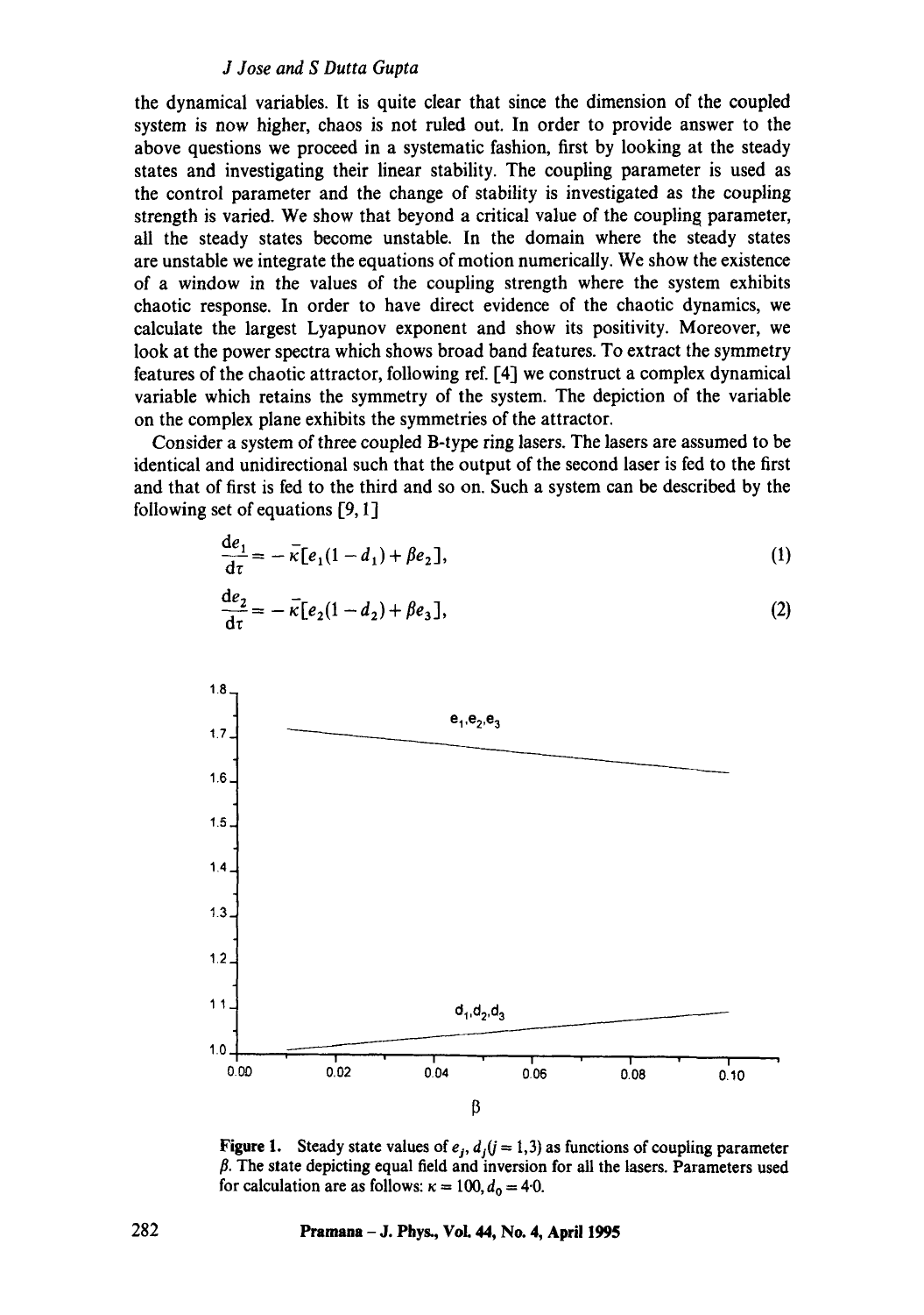the dynamical variables. It is quite clear that since the dimension of the coupled system is now higher, chaos is not ruled out. In order to provide answer to the above questions we proceed in a systematic fashion, first by looking at the steady states and investigating their linear stability. The coupling parameter is used as the control parameter and the change of stability is investigated as the coupling strength is varied. We show that beyond a critical value of the coupling parameter, all the steady states become unstable. In the domain where the steady states are unstable we integrate the equations of motion numerically. We show the existence of a window in the values of the coupling strength where the system exhibits chaotic response. In order to have direct evidence of the chaotic dynamics, we calculate the largest Lyapunov exponent and show its positivity. Moreover, we look at the power spectra which shows broad band features. To extract the symmetry features of the chaotic attractor, following ref. [4] we construct a complex dynamical variable which retains the symmetry of the system. The depiction of the variable on the complex plane exhibits the symmetries of the attractor.

Consider a system of three coupled B-type ring lasers. The lasers are assumed to be identical and unidirectional such that the output of the second laser is fed to the first and that of first is fed to the third and so on. Such a system can be described by the following set of equations [9, 1]

$$\frac{de_1}{d\tau} = -\bar{\kappa}[e_1(1-d_1) + \beta e_2], \tag{1}$$

$$\frac{de_2}{d\tau} = -\bar{\kappa}[e_2(1-d_2) + \beta e_3], \tag{2}$$

**Figure 1.** Steady state values of $e_j, d_j (j = 1,3)$ as functions of coupling parameter $\beta$. The state depicting equal field and inversion for all the lasers. Parameters used for calculation are as follows: $\kappa = 100, d_0 = 4{\cdot}0$.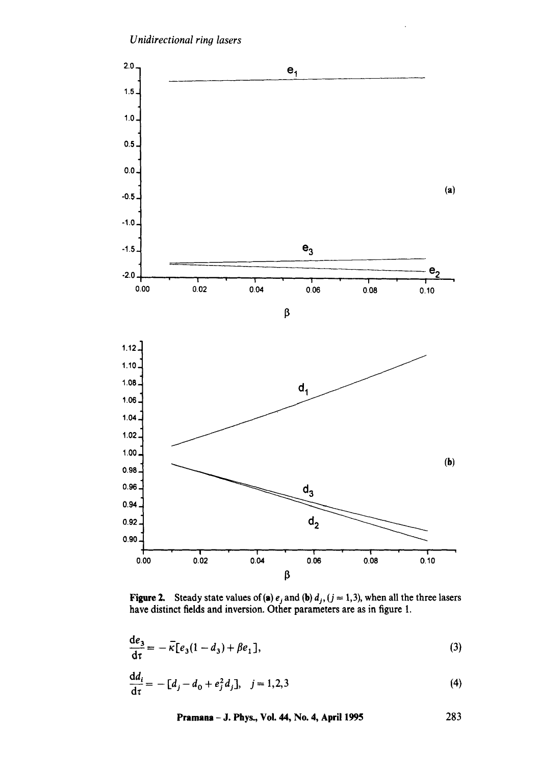Figure 2. Steady state values of (a) $e_j$ and (b) $d_j$, ($j = 1,3$), when all the three lasers have distinct fields and inversion. Other parameters are as in figure 1.

$$\frac{de_3}{d\tau} = -\bar{\kappa}[e_3(1 - d_3) + \beta e_1], \tag{3}$$

$$\frac{dd_j}{d\tau} = -[d_j - d_0 + e_j^2 d_j], \quad j = 1,2,3 \tag{4}$$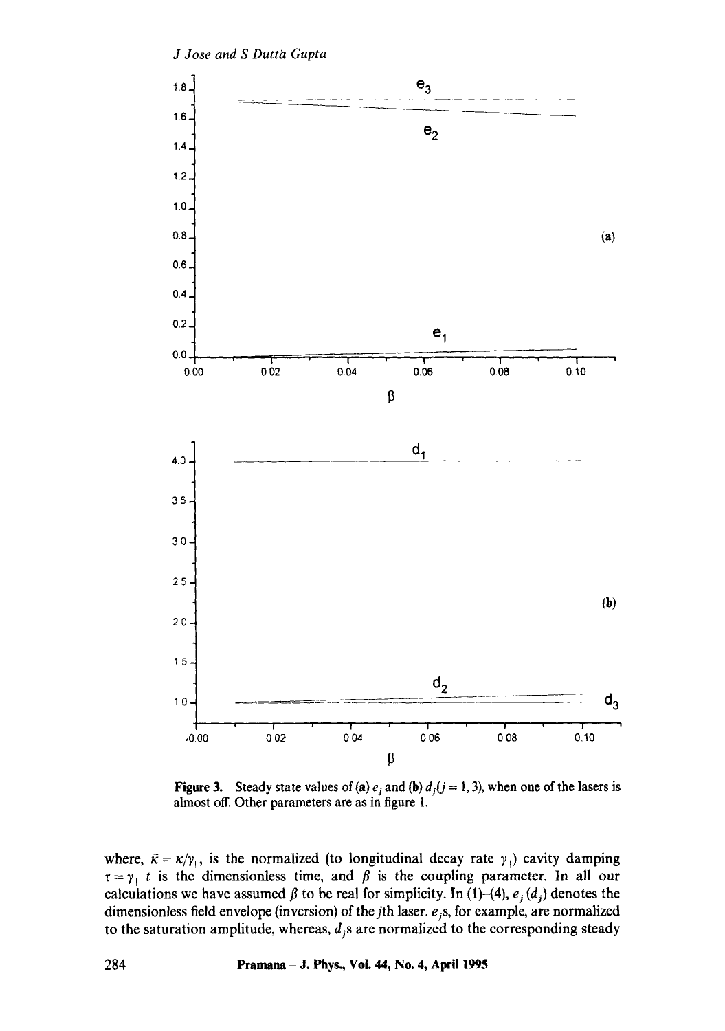Figure 3. Steady state values of (a) $e_j$ and (b) $d_j (j = 1, 3)$, when one of the lasers is almost off. Other parameters are as in figure 1.

where, $\bar{\kappa} = \kappa/\gamma_{\parallel}$, is the normalized (to longitudinal decay rate $\gamma_{\parallel}$) cavity damping $\tau = \gamma_{\parallel} t$ is the dimensionless time, and $\beta$ is the coupling parameter. In all our calculations we have assumed $\beta$ to be real for simplicity. In (1)–(4), $e_j$ ($d_j$) denotes the dimensionless field envelope (inversion) of the $j$th laser. $e_j$s, for example, are normalized to the saturation amplitude, whereas, $d_j$s are normalized to the corresponding steady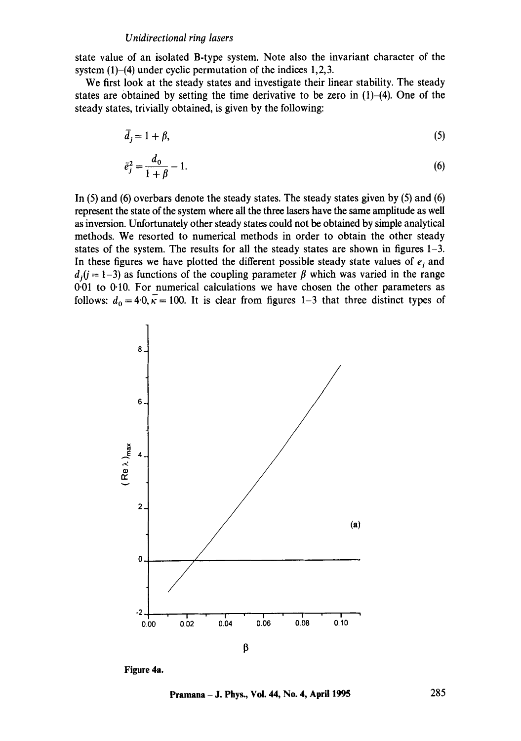state value of an isolated B-type system. Note also the invariant character of the system (1)–(4) under cyclic permutation of the indices 1,2,3.

We first look at the steady states and investigate their linear stability. The steady states are obtained by setting the time derivative to be zero in (1)–(4). One of the steady states, trivially obtained, is given by the following:

$$\bar{d}_j = 1 + \beta, \tag{5}$$

$$\bar{e}_j^2 = \frac{d_0}{1+\beta} - 1. \tag{6}$$

In (5) and (6) overbars denote the steady states. The steady states given by (5) and (6) represent the state of the system where all the three lasers have the same amplitude as well as inversion. Unfortunately other steady states could not be obtained by simple analytical methods. We resorted to numerical methods in order to obtain the other steady states of the system. The results for all the steady states are shown in figures 1–3. In these figures we have plotted the different possible steady state values of $e_j$ and $d_j (j = 1–3)$ as functions of the coupling parameter $\beta$ which was varied in the range 0·01 to 0·10. For numerical calculations we have chosen the other parameters as follows: $d_0 = 4{\cdot}0, \bar{\kappa} = 100$. It is clear from figures 1–3 that three distinct types of

Figure 4a.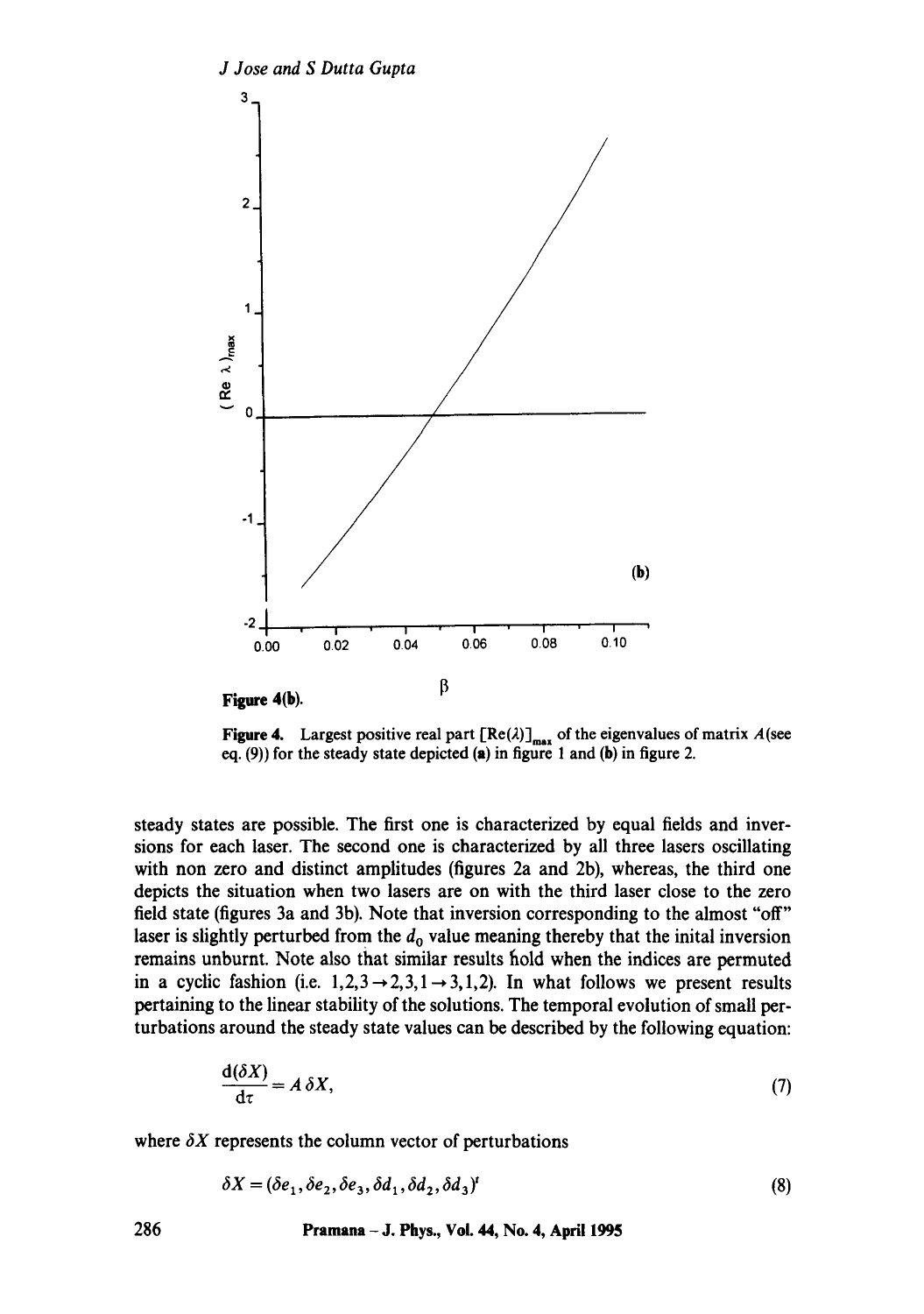**Figure 4(b).**

**Figure 4.** Largest positive real part $[\mathrm{Re}(\lambda)]_{\max}$ of the eigenvalues of matrix $A$ (see eq. (9)) for the steady state depicted (a) in figure 1 and (b) in figure 2.

steady states are possible. The first one is characterized by equal fields and inversions for each laser. The second one is characterized by all three lasers oscillating with non zero and distinct amplitudes (figures 2a and 2b), whereas, the third one depicts the situation when two lasers are on with the third laser close to the zero field state (figures 3a and 3b). Note that inversion corresponding to the almost "off" laser is slightly perturbed from the $d_0$ value meaning thereby that the inital inversion remains unburnt. Note also that similar results hold when the indices are permuted in a cyclic fashion (i.e. $1,2,3 \rightarrow 2,3,1 \rightarrow 3,1,2$). In what follows we present results pertaining to the linear stability of the solutions. The temporal evolution of small perturbations around the steady state values can be described by the following equation:

$$\frac{\mathrm{d}(\delta X)}{\mathrm{d}\tau} = A\,\delta X, \tag{7}$$

where $\delta X$ represents the column vector of perturbations

$$\delta X = (\delta e_1, \delta e_2, \delta e_3, \delta d_1, \delta d_2, \delta d_3)^t \tag{8}$$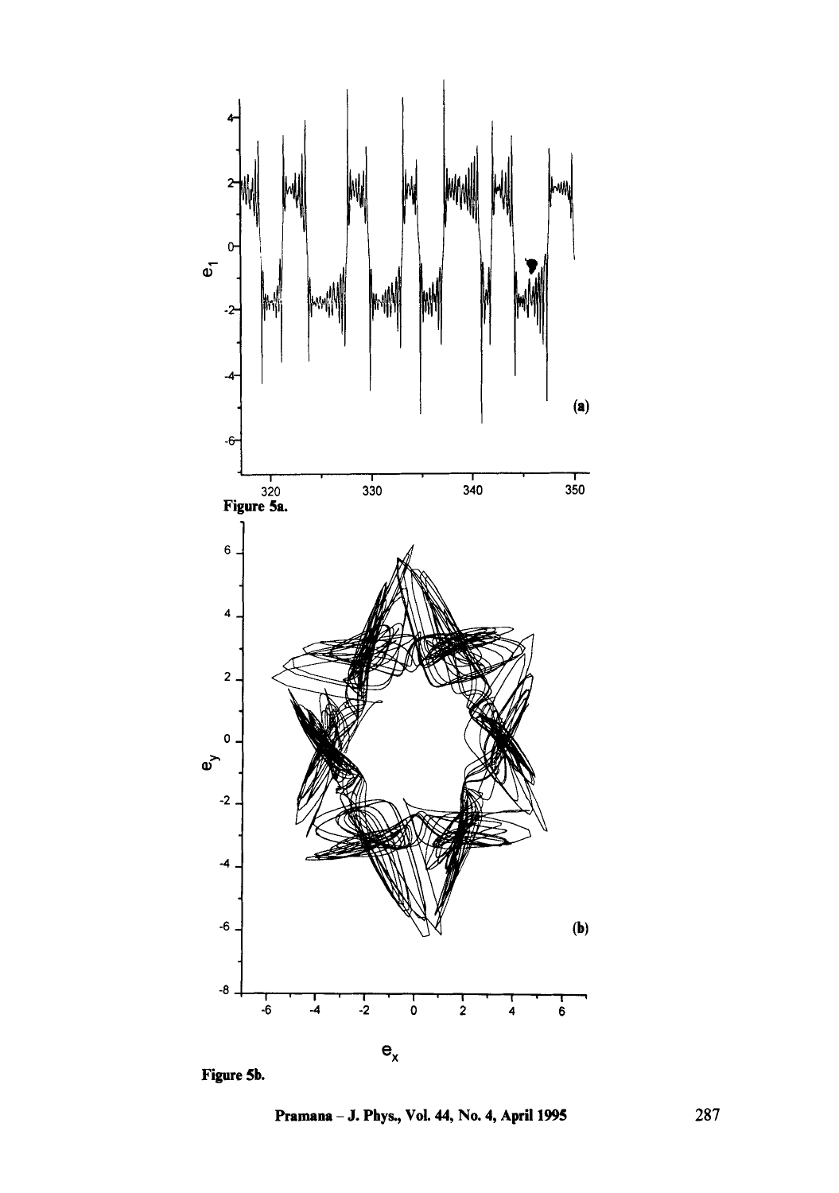Figure 5a.

Figure 5b.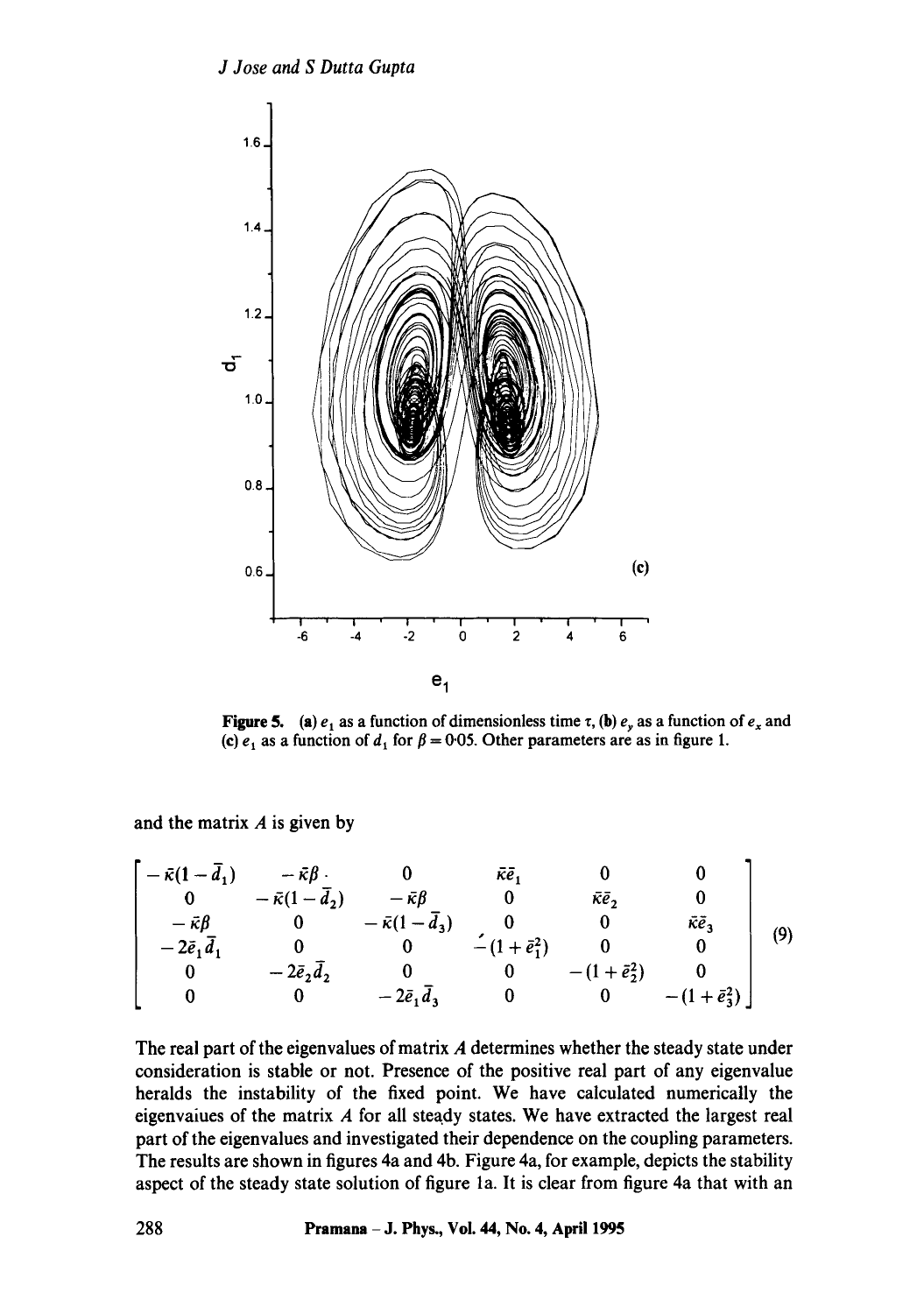Figure 5. (a) $e_1$ as a function of dimensionless time $\tau$, (b) $e_y$ as a function of $e_x$ and (c) $e_1$ as a function of $d_1$ for $\beta = 0.05$. Other parameters are as in figure 1.

and the matrix $A$ is given by

$$
\begin{bmatrix}
-\bar{\kappa}(1-\bar{d}_1) & -\bar{\kappa}\beta & 0 & \bar{\kappa}\bar{e}_1 & 0 & 0 \\
0 & -\bar{\kappa}(1-\bar{d}_2) & -\bar{\kappa}\beta & 0 & \bar{\kappa}\bar{e}_2 & 0 \\
-\bar{\kappa}\beta & 0 & -\bar{\kappa}(1-\bar{d}_3) & 0 & 0 & \bar{\kappa}\bar{e}_3 \\
-2\bar{e}_1\bar{d}_1 & 0 & 0 & -(1+\bar{e}_1^2) & 0 & 0 \\
0 & -2\bar{e}_2\bar{d}_2 & 0 & 0 & -(1+\bar{e}_2^2) & 0 \\
0 & 0 & -2\bar{e}_1\bar{d}_3 & 0 & 0 & -(1+\bar{e}_3^2)
\end{bmatrix}
\tag{9}
$$

The real part of the eigenvalues of matrix $A$ determines whether the steady state under consideration is stable or not. Presence of the positive real part of any eigenvalue heralds the instability of the fixed point. We have calculated numerically the eigenvalues of the matrix $A$ for all steady states. We have extracted the largest real part of the eigenvalues and investigated their dependence on the coupling parameters. The results are shown in figures 4a and 4b. Figure 4a, for example, depicts the stability aspect of the steady state solution of figure 1a. It is clear from figure 4a that with an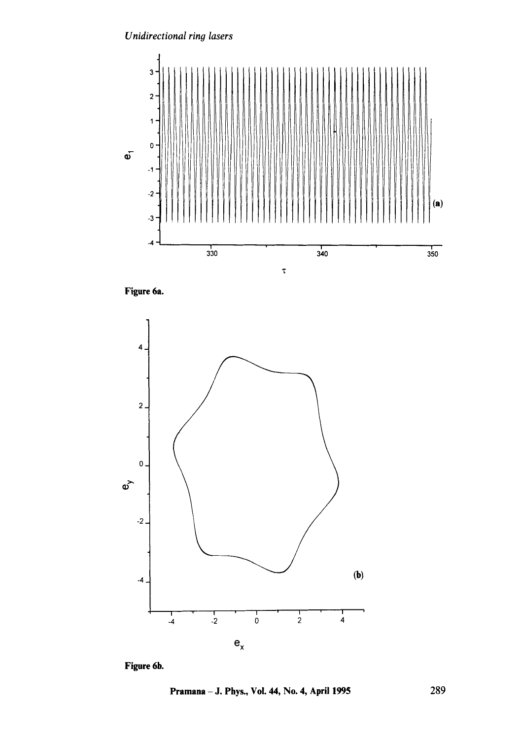Figure 6a.

Figure 6b.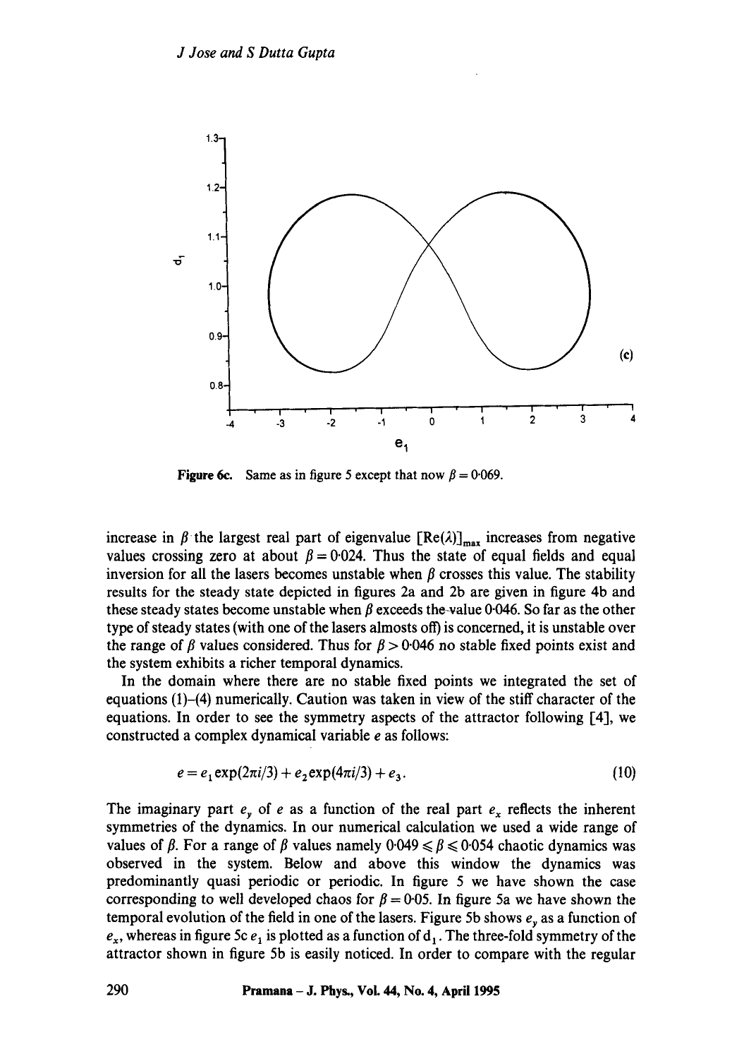Figure 6c. Same as in figure 5 except that now $\beta = 0.069$.

increase in $\beta$ the largest real part of eigenvalue $[\mathrm{Re}(\lambda)]_{\max}$ increases from negative values crossing zero at about $\beta = 0.024$. Thus the state of equal fields and equal inversion for all the lasers becomes unstable when $\beta$ crosses this value. The stability results for the steady state depicted in figures 2a and 2b are given in figure 4b and these steady states become unstable when $\beta$ exceeds the value 0.046. So far as the other type of steady states (with one of the lasers almosts off) is concerned, it is unstable over the range of $\beta$ values considered. Thus for $\beta > 0.046$ no stable fixed points exist and the system exhibits a richer temporal dynamics.

In the domain where there are no stable fixed points we integrated the set of equations (1)–(4) numerically. Caution was taken in view of the stiff character of the equations. In order to see the symmetry aspects of the attractor following [4], we constructed a complex dynamical variable $e$ as follows:

$$e = e_1 \exp(2\pi i/3) + e_2 \exp(4\pi i/3) + e_3. \tag{10}$$

The imaginary part $e_y$ of $e$ as a function of the real part $e_x$ reflects the inherent symmetries of the dynamics. In our numerical calculation we used a wide range of values of $\beta$. For a range of $\beta$ values namely $0.049 \leqslant \beta \leqslant 0.054$ chaotic dynamics was observed in the system. Below and above this window the dynamics was predominantly quasi periodic or periodic. In figure 5 we have shown the case corresponding to well developed chaos for $\beta = 0.05$. In figure 5a we have shown the temporal evolution of the field in one of the lasers. Figure 5b shows $e_y$ as a function of $e_x$, whereas in figure 5c $e_1$ is plotted as a function of $d_1$. The three-fold symmetry of the attractor shown in figure 5b is easily noticed. In order to compare with the regular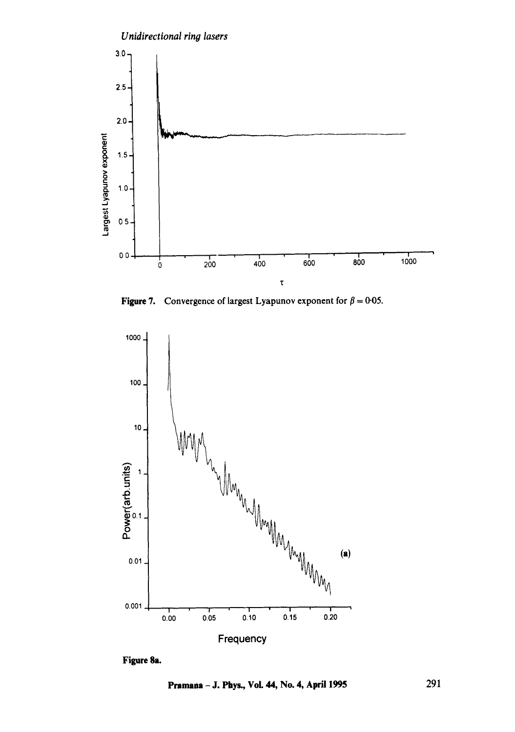Figure 7. Convergence of largest Lyapunov exponent for $\beta = 0{\cdot}05$.

Figure 8a.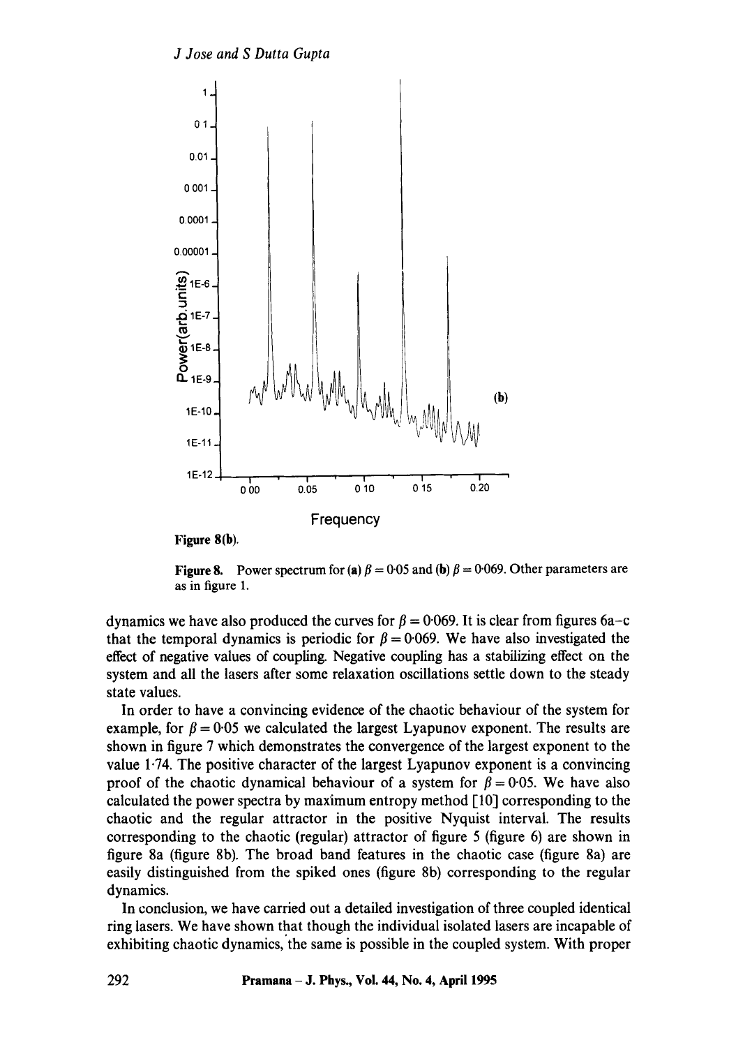Figure 8(b).

**Figure 8.** Power spectrum for (**a**) $\beta = 0{\cdot}05$ and (**b**) $\beta = 0{\cdot}069$. Other parameters are as in figure 1.

dynamics we have also produced the curves for $\beta = 0{\cdot}069$. It is clear from figures 6a–c that the temporal dynamics is periodic for $\beta = 0{\cdot}069$. We have also investigated the effect of negative values of coupling. Negative coupling has a stabilizing effect on the system and all the lasers after some relaxation oscillations settle down to the steady state values.

In order to have a convincing evidence of the chaotic behaviour of the system for example, for $\beta = 0{\cdot}05$ we calculated the largest Lyapunov exponent. The results are shown in figure 7 which demonstrates the convergence of the largest exponent to the value 1·74. The positive character of the largest Lyapunov exponent is a convincing proof of the chaotic dynamical behaviour of a system for $\beta = 0{\cdot}05$. We have also calculated the power spectra by maximum entropy method [10] corresponding to the chaotic and the regular attractor in the positive Nyquist interval. The results corresponding to the chaotic (regular) attractor of figure 5 (figure 6) are shown in figure 8a (figure 8b). The broad band features in the chaotic case (figure 8a) are easily distinguished from the spiked ones (figure 8b) corresponding to the regular dynamics.

In conclusion, we have carried out a detailed investigation of three coupled identical ring lasers. We have shown that though the individual isolated lasers are incapable of exhibiting chaotic dynamics, the same is possible in the coupled system. With proper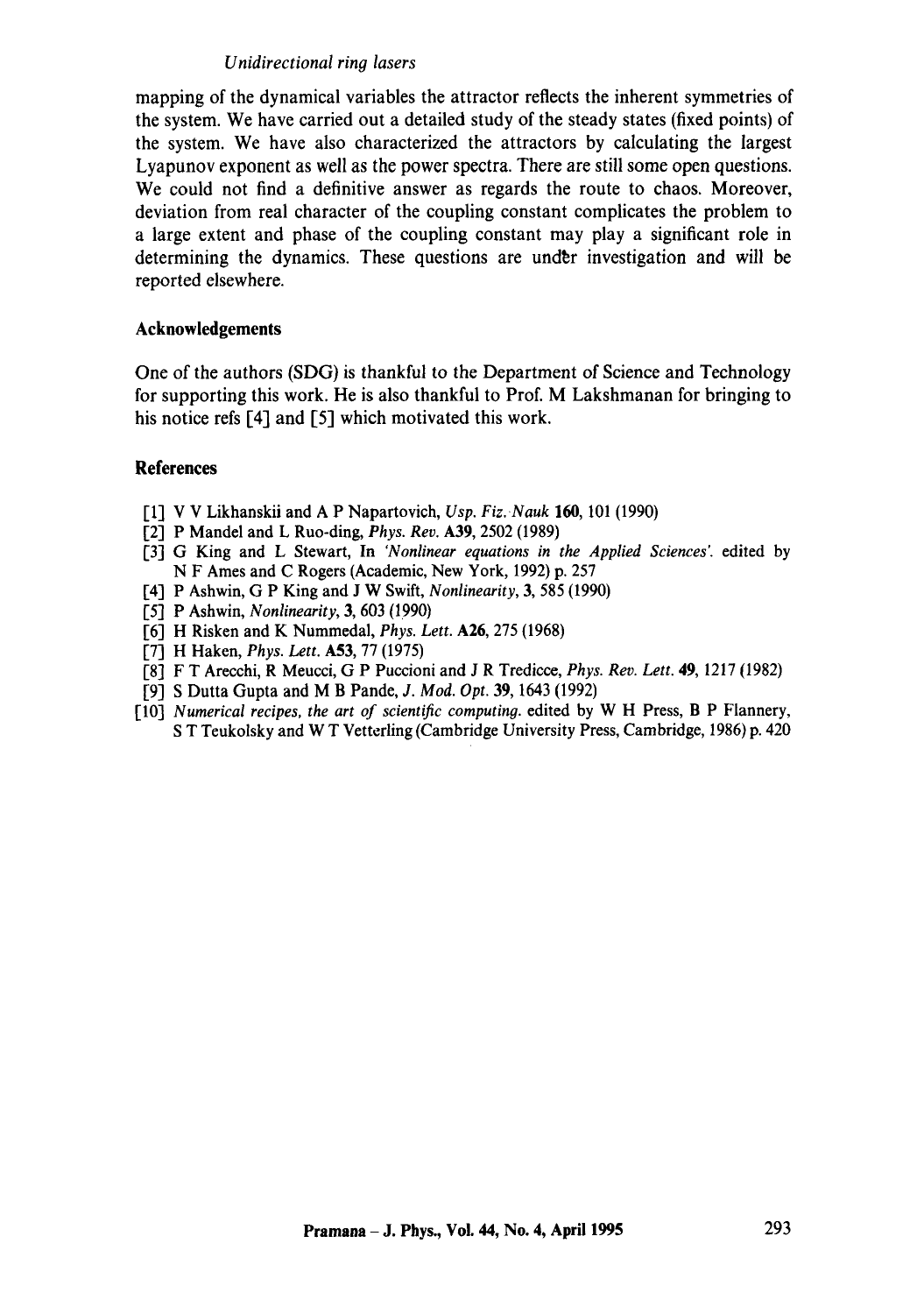mapping of the dynamical variables the attractor reflects the inherent symmetries of the system. We have carried out a detailed study of the steady states (fixed points) of the system. We have also characterized the attractors by calculating the largest Lyapunov exponent as well as the power spectra. There are still some open questions. We could not find a definitive answer as regards the route to chaos. Moreover, deviation from real character of the coupling constant complicates the problem to a large extent and phase of the coupling constant may play a significant role in determining the dynamics. These questions are under investigation and will be reported elsewhere.

## Acknowledgements

One of the authors (SDG) is thankful to the Department of Science and Technology for supporting this work. He is also thankful to Prof. M Lakshmanan for bringing to his notice refs [4] and [5] which motivated this work.

## References

[1] V V Likhanskii and A P Napartovich, *Usp. Fiz. Nauk* **160**, 101 (1990)

[2] P Mandel and L Ruo-ding, *Phys. Rev.* **A39**, 2502 (1989)

[3] G King and L Stewart, In *'Nonlinear equations in the Applied Sciences'*. edited by N F Ames and C Rogers (Academic, New York, 1992) p. 257

[4] P Ashwin, G P King and J W Swift, *Nonlinearity*, **3**, 585 (1990)

[5] P Ashwin, *Nonlinearity*, **3**, 603 (1990)

[6] H Risken and K Nummedal, *Phys. Lett.* **A26**, 275 (1968)

[7] H Haken, *Phys. Lett.* **A53**, 77 (1975)

[8] F T Arecchi, R Meucci, G P Puccioni and J R Tredicce, *Phys. Rev. Lett.* **49**, 1217 (1982)

[9] S Dutta Gupta and M B Pande, *J. Mod. Opt.* **39**, 1643 (1992)

[10] *Numerical recipes, the art of scientific computing*. edited by W H Press, B P Flannery, S T Teukolsky and W T Vetterling (Cambridge University Press, Cambridge, 1986) p. 420